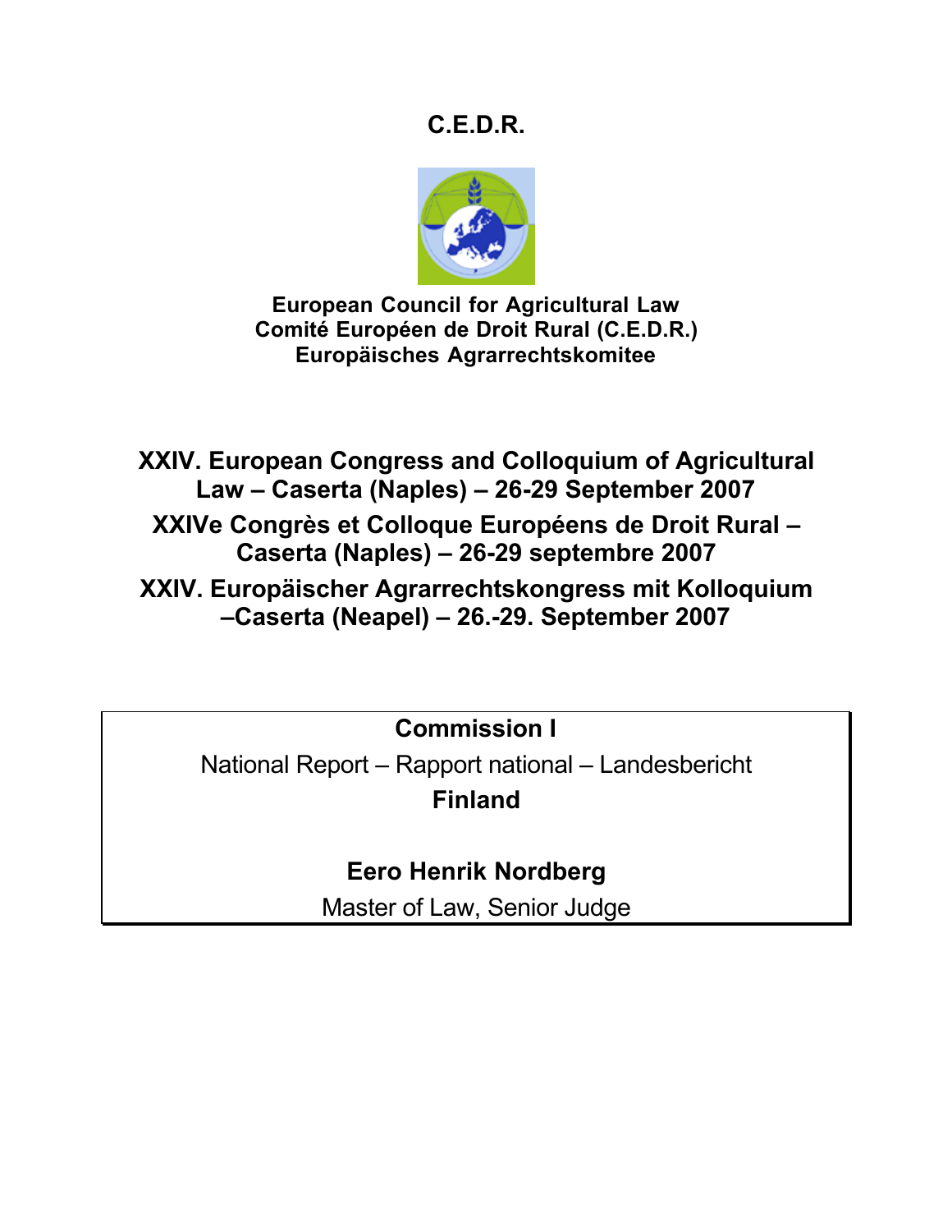# C.E.D.R.

**European Council for Agricultural Law**
**Comité Européen de Droit Rural (C.E.D.R.)**
**Europäisches Agrarrechtskomitee**

## XXIV. European Congress and Colloquium of Agricultural Law – Caserta (Naples) – 26-29 September 2007

## XXIVe Congrès et Colloque Européens de Droit Rural – Caserta (Naples) – 26-29 septembre 2007

## XXIV. Europäischer Agrarrechtskongress mit Kolloquium –Caserta (Neapel) – 26.-29. September 2007

**Commission I**

National Report – Rapport national – Landesbericht

**Finland**

**Eero Henrik Nordberg**

Master of Law, Senior Judge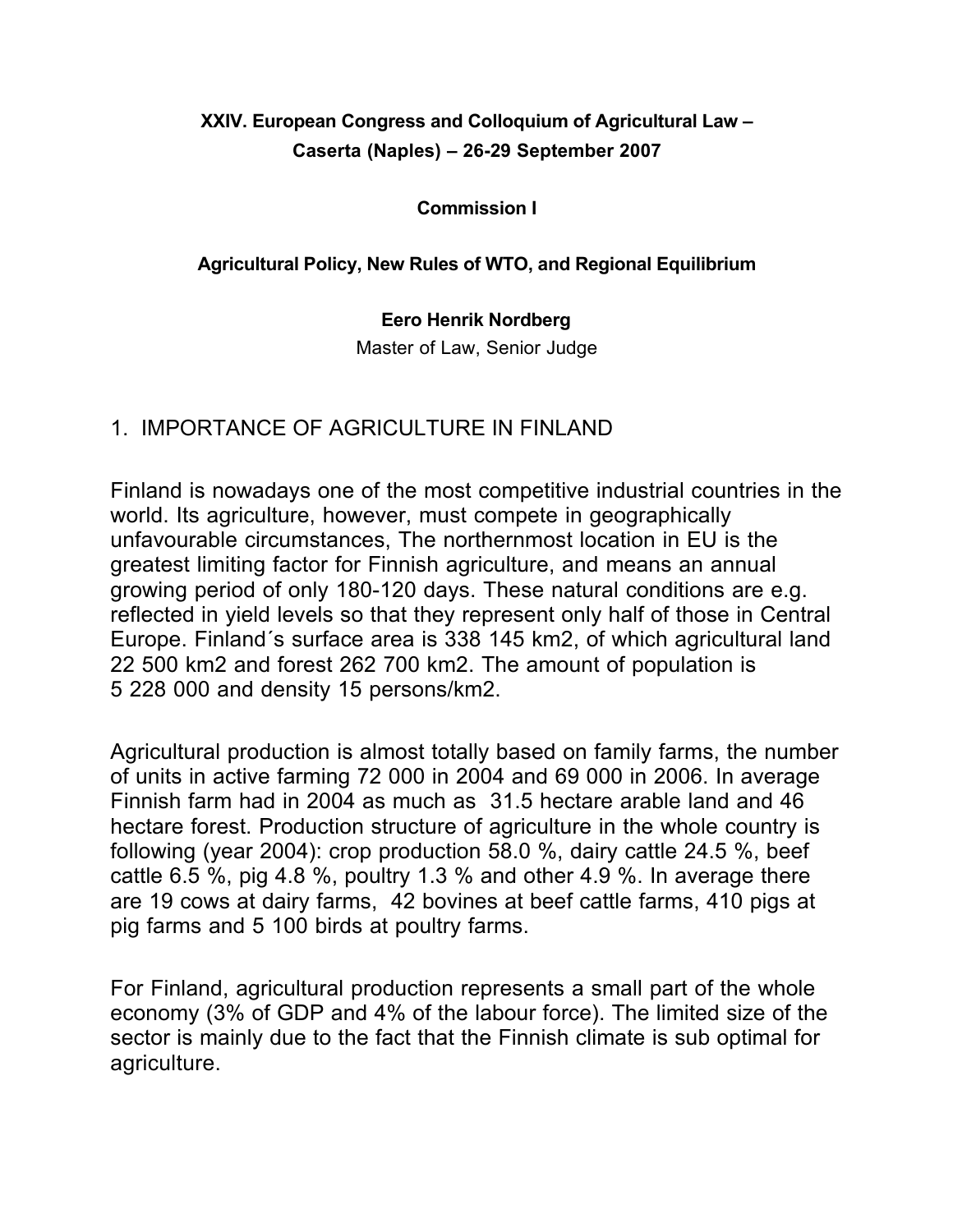**XXIV. European Congress and Colloquium of Agricultural Law – Caserta (Naples) – 26-29 September 2007**

**Commission I**

**Agricultural Policy, New Rules of WTO, and Regional Equilibrium**

**Eero Henrik Nordberg**

Master of Law, Senior Judge

## 1. IMPORTANCE OF AGRICULTURE IN FINLAND

Finland is nowadays one of the most competitive industrial countries in the world. Its agriculture, however, must compete in geographically unfavourable circumstances, The northernmost location in EU is the greatest limiting factor for Finnish agriculture, and means an annual growing period of only 180-120 days. These natural conditions are e.g. reflected in yield levels so that they represent only half of those in Central Europe. Finland´s surface area is 338 145 km2, of which agricultural land 22 500 km2 and forest 262 700 km2. The amount of population is 5 228 000 and density 15 persons/km2.

Agricultural production is almost totally based on family farms, the number of units in active farming 72 000 in 2004 and 69 000 in 2006. In average Finnish farm had in 2004 as much as 31.5 hectare arable land and 46 hectare forest. Production structure of agriculture in the whole country is following (year 2004): crop production 58.0 %, dairy cattle 24.5 %, beef cattle 6.5 %, pig 4.8 %, poultry 1.3 % and other 4.9 %. In average there are 19 cows at dairy farms, 42 bovines at beef cattle farms, 410 pigs at pig farms and 5 100 birds at poultry farms.

For Finland, agricultural production represents a small part of the whole economy (3% of GDP and 4% of the labour force). The limited size of the sector is mainly due to the fact that the Finnish climate is sub optimal for agriculture.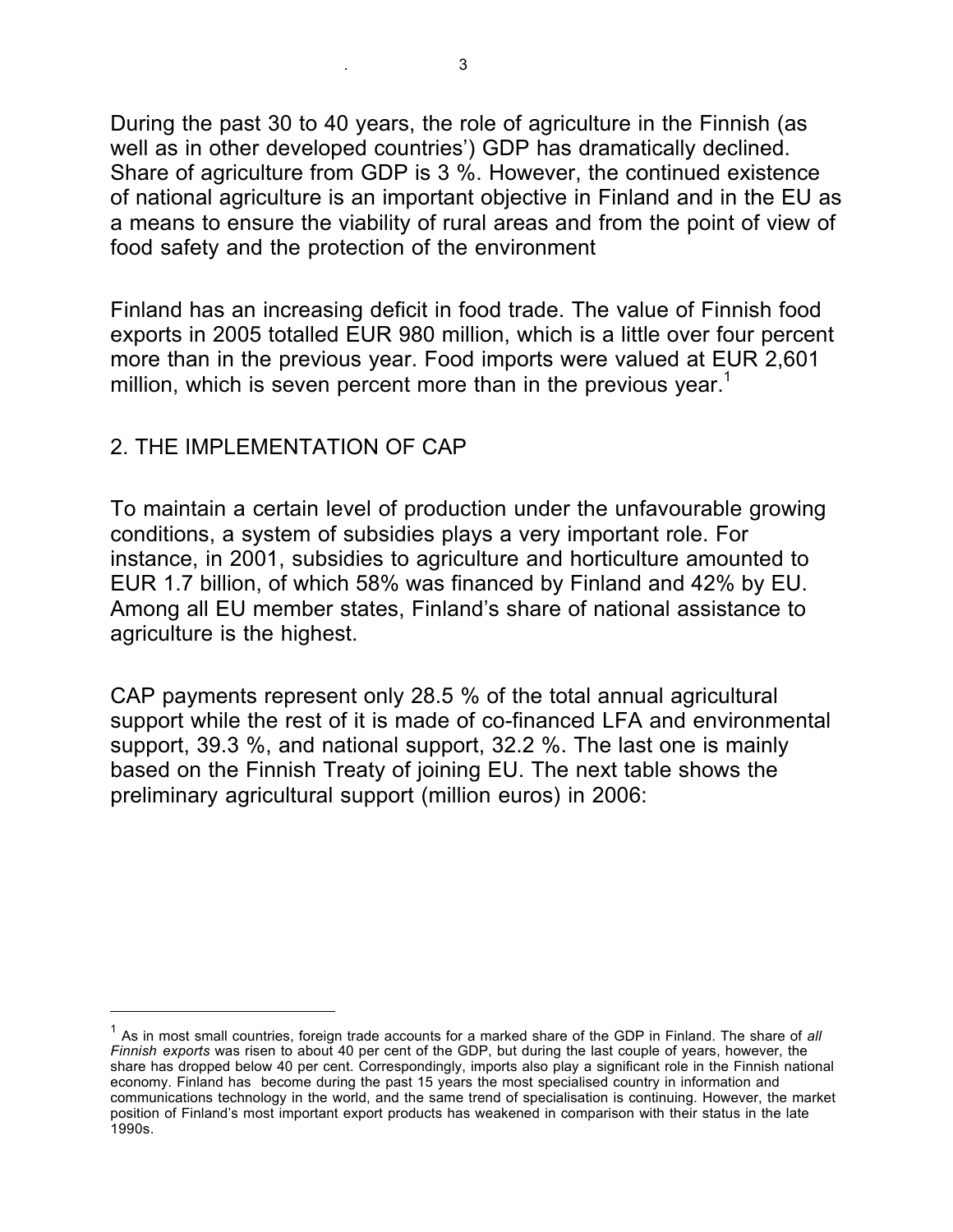During the past 30 to 40 years, the role of agriculture in the Finnish (as well as in other developed countries') GDP has dramatically declined. Share of agriculture from GDP is 3 %. However, the continued existence of national agriculture is an important objective in Finland and in the EU as a means to ensure the viability of rural areas and from the point of view of food safety and the protection of the environment

Finland has an increasing deficit in food trade. The value of Finnish food exports in 2005 totalled EUR 980 million, which is a little over four percent more than in the previous year. Food imports were valued at EUR 2,601 million, which is seven percent more than in the previous year.[1]

## 2. THE IMPLEMENTATION OF CAP

To maintain a certain level of production under the unfavourable growing conditions, a system of subsidies plays a very important role. For instance, in 2001, subsidies to agriculture and horticulture amounted to EUR 1.7 billion, of which 58% was financed by Finland and 42% by EU. Among all EU member states, Finland's share of national assistance to agriculture is the highest.

CAP payments represent only 28.5 % of the total annual agricultural support while the rest of it is made of co-financed LFA and environmental support, 39.3 %, and national support, 32.2 %. The last one is mainly based on the Finnish Treaty of joining EU. The next table shows the preliminary agricultural support (million euros) in 2006:

---

[1] As in most small countries, foreign trade accounts for a marked share of the GDP in Finland. The share of *all Finnish exports* was risen to about 40 per cent of the GDP, but during the last couple of years, however, the share has dropped below 40 per cent. Correspondingly, imports also play a significant role in the Finnish national economy. Finland has become during the past 15 years the most specialised country in information and communications technology in the world, and the same trend of specialisation is continuing. However, the market position of Finland's most important export products has weakened in comparison with their status in the late 1990s.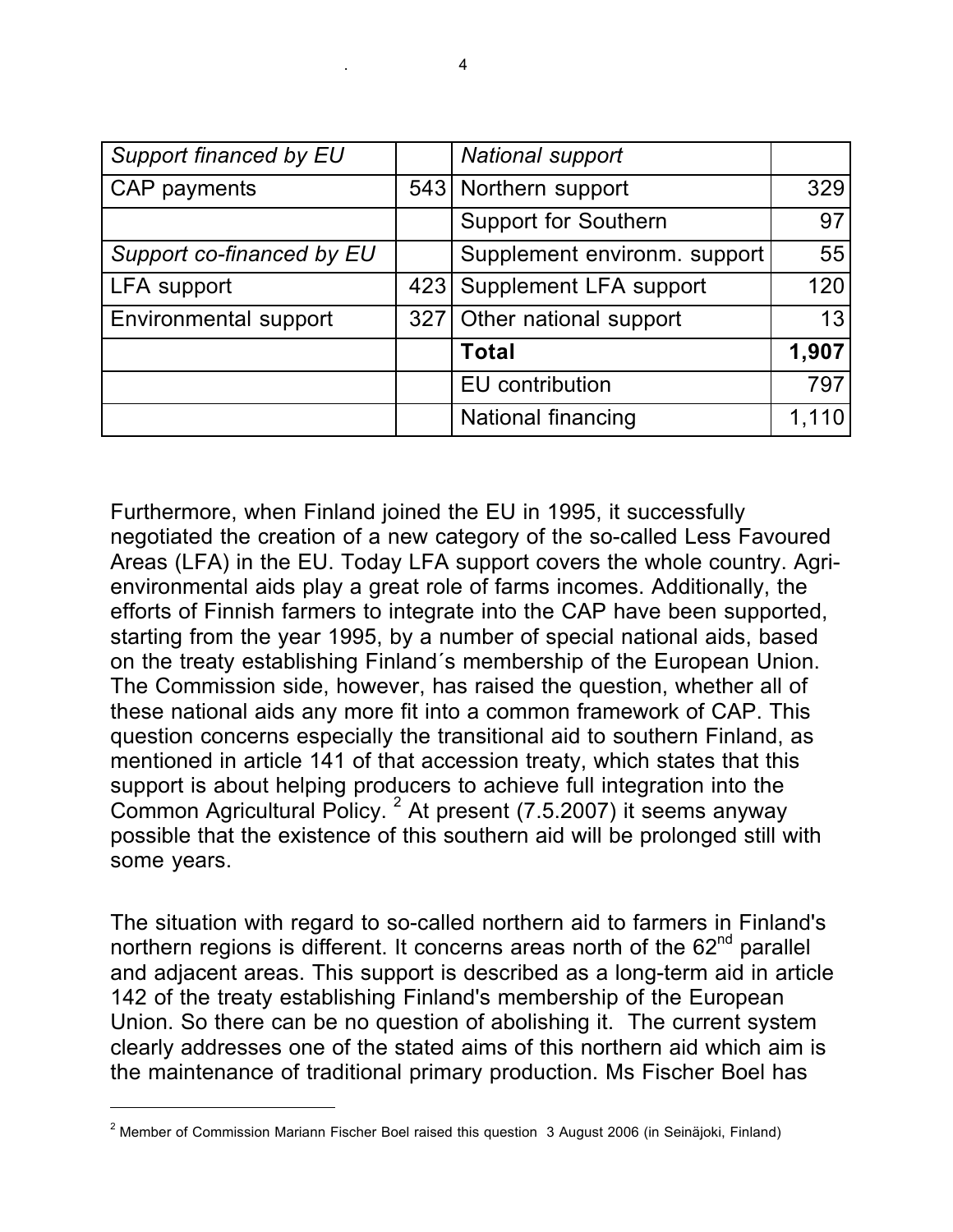| *Support financed by EU* | | *National support* | |
|---|---|---|---|
| CAP payments | 543 | Northern support | 329 |
| | | Support for Southern | 97 |
| *Support co-financed by EU* | | Supplement environm. support | 55 |
| LFA support | 423 | Supplement LFA support | 120 |
| Environmental support | 327 | Other national support | 13 |
| | | **Total** | **1,907** |
| | | EU contribution | 797 |
| | | National financing | 1,110 |

Furthermore, when Finland joined the EU in 1995, it successfully negotiated the creation of a new category of the so-called Less Favoured Areas (LFA) in the EU. Today LFA support covers the whole country. Agri-environmental aids play a great role of farms incomes. Additionally, the efforts of Finnish farmers to integrate into the CAP have been supported, starting from the year 1995, by a number of special national aids, based on the treaty establishing Finland´s membership of the European Union. The Commission side, however, has raised the question, whether all of these national aids any more fit into a common framework of CAP. This question concerns especially the transitional aid to southern Finland, as mentioned in article 141 of that accession treaty, which states that this support is about helping producers to achieve full integration into the Common Agricultural Policy. [2] At present (7.5.2007) it seems anyway possible that the existence of this southern aid will be prolonged still with some years.

The situation with regard to so-called northern aid to farmers in Finland's northern regions is different. It concerns areas north of the 62[nd] parallel and adjacent areas. This support is described as a long-term aid in article 142 of the treaty establishing Finland's membership of the European Union. So there can be no question of abolishing it. The current system clearly addresses one of the stated aims of this northern aid which aim is the maintenance of traditional primary production. Ms Fischer Boel has

[2] Member of Commission Mariann Fischer Boel raised this question 3 August 2006 (in Seinäjoki, Finland)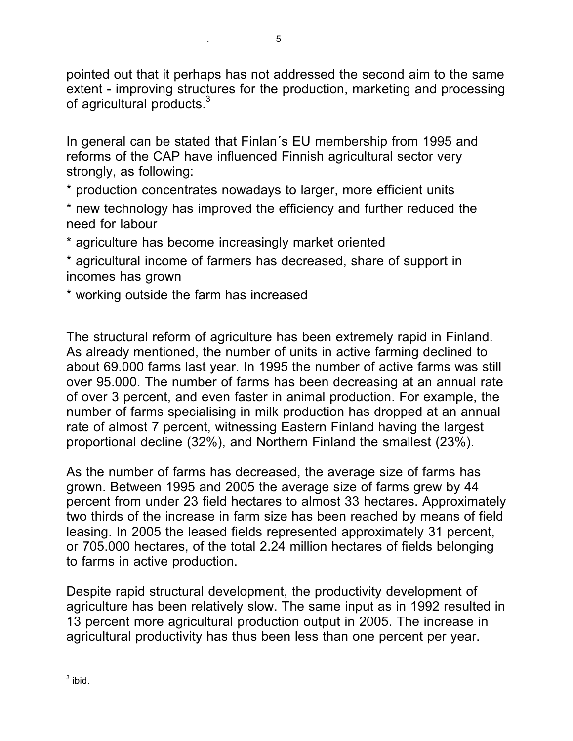pointed out that it perhaps has not addressed the second aim to the same extent - improving structures for the production, marketing and processing of agricultural products.[3]

In general can be stated that Finlan´s EU membership from 1995 and reforms of the CAP have influenced Finnish agricultural sector very strongly, as following:

* production concentrates nowadays to larger, more efficient units
* new technology has improved the efficiency and further reduced the need for labour
* agriculture has become increasingly market oriented
* agricultural income of farmers has decreased, share of support in incomes has grown
* working outside the farm has increased

The structural reform of agriculture has been extremely rapid in Finland. As already mentioned, the number of units in active farming declined to about 69.000 farms last year. In 1995 the number of active farms was still over 95.000. The number of farms has been decreasing at an annual rate of over 3 percent, and even faster in animal production. For example, the number of farms specialising in milk production has dropped at an annual rate of almost 7 percent, witnessing Eastern Finland having the largest proportional decline (32%), and Northern Finland the smallest (23%).

As the number of farms has decreased, the average size of farms has grown. Between 1995 and 2005 the average size of farms grew by 44 percent from under 23 field hectares to almost 33 hectares. Approximately two thirds of the increase in farm size has been reached by means of field leasing. In 2005 the leased fields represented approximately 31 percent, or 705.000 hectares, of the total 2.24 million hectares of fields belonging to farms in active production.

Despite rapid structural development, the productivity development of agriculture has been relatively slow. The same input as in 1992 resulted in 13 percent more agricultural production output in 2005. The increase in agricultural productivity has thus been less than one percent per year.

---

[3] ibid.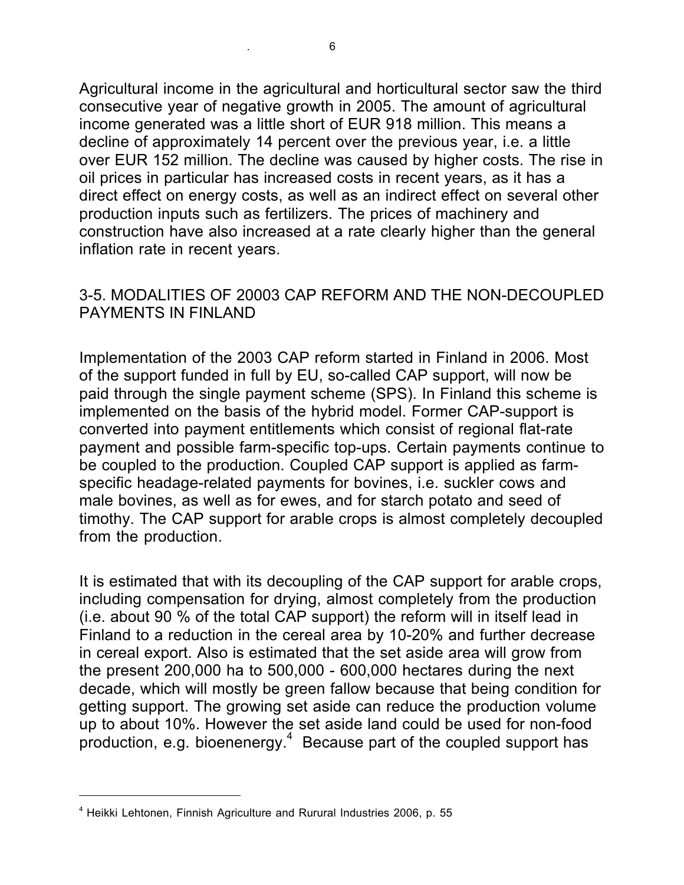Agricultural income in the agricultural and horticultural sector saw the third consecutive year of negative growth in 2005. The amount of agricultural income generated was a little short of EUR 918 million. This means a decline of approximately 14 percent over the previous year, i.e. a little over EUR 152 million. The decline was caused by higher costs. The rise in oil prices in particular has increased costs in recent years, as it has a direct effect on energy costs, as well as an indirect effect on several other production inputs such as fertilizers. The prices of machinery and construction have also increased at a rate clearly higher than the general inflation rate in recent years.

## 3-5. MODALITIES OF 20003 CAP REFORM AND THE NON-DECOUPLED PAYMENTS IN FINLAND

Implementation of the 2003 CAP reform started in Finland in 2006. Most of the support funded in full by EU, so-called CAP support, will now be paid through the single payment scheme (SPS). In Finland this scheme is implemented on the basis of the hybrid model. Former CAP-support is converted into payment entitlements which consist of regional flat-rate payment and possible farm-specific top-ups. Certain payments continue to be coupled to the production. Coupled CAP support is applied as farm-specific headage-related payments for bovines, i.e. suckler cows and male bovines, as well as for ewes, and for starch potato and seed of timothy. The CAP support for arable crops is almost completely decoupled from the production.

It is estimated that with its decoupling of the CAP support for arable crops, including compensation for drying, almost completely from the production (i.e. about 90 % of the total CAP support) the reform will in itself lead in Finland to a reduction in the cereal area by 10-20% and further decrease in cereal export. Also is estimated that the set aside area will grow from the present 200,000 ha to 500,000 - 600,000 hectares during the next decade, which will mostly be green fallow because that being condition for getting support. The growing set aside can reduce the production volume up to about 10%. However the set aside land could be used for non-food production, e.g. bioenenergy.[4] Because part of the coupled support has

---

[4] Heikki Lehtonen, Finnish Agriculture and Rurural Industries 2006, p. 55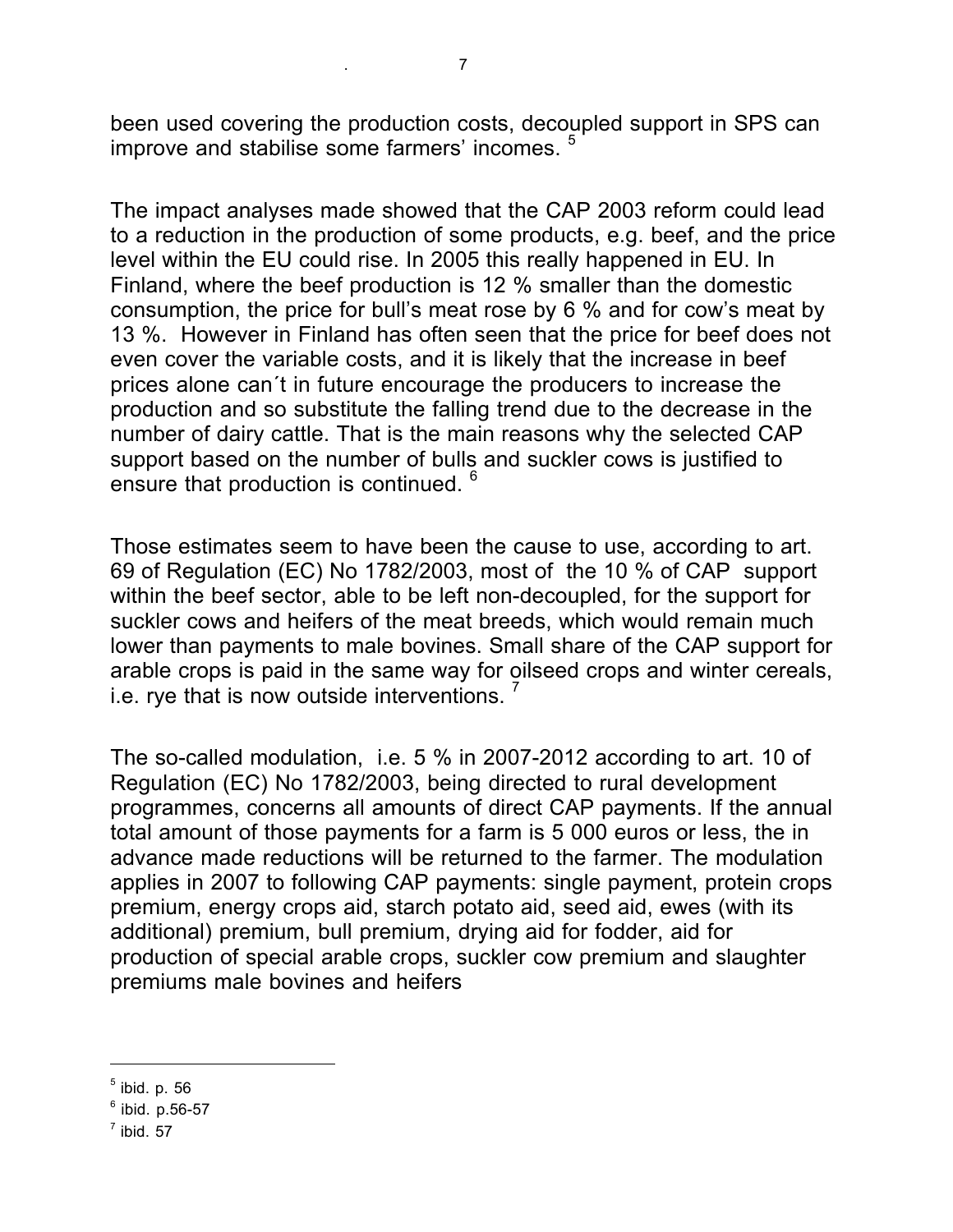been used covering the production costs, decoupled support in SPS can improve and stabilise some farmers' incomes. [5]

The impact analyses made showed that the CAP 2003 reform could lead to a reduction in the production of some products, e.g. beef, and the price level within the EU could rise. In 2005 this really happened in EU. In Finland, where the beef production is 12 % smaller than the domestic consumption, the price for bull's meat rose by 6 % and for cow's meat by 13 %. However in Finland has often seen that the price for beef does not even cover the variable costs, and it is likely that the increase in beef prices alone can´t in future encourage the producers to increase the production and so substitute the falling trend due to the decrease in the number of dairy cattle. That is the main reasons why the selected CAP support based on the number of bulls and suckler cows is justified to ensure that production is continued. [6]

Those estimates seem to have been the cause to use, according to art. 69 of Regulation (EC) No 1782/2003, most of the 10 % of CAP support within the beef sector, able to be left non-decoupled, for the support for suckler cows and heifers of the meat breeds, which would remain much lower than payments to male bovines. Small share of the CAP support for arable crops is paid in the same way for oilseed crops and winter cereals, i.e. rye that is now outside interventions. [7]

The so-called modulation, i.e. 5 % in 2007-2012 according to art. 10 of Regulation (EC) No 1782/2003, being directed to rural development programmes, concerns all amounts of direct CAP payments. If the annual total amount of those payments for a farm is 5 000 euros or less, the in advance made reductions will be returned to the farmer. The modulation applies in 2007 to following CAP payments: single payment, protein crops premium, energy crops aid, starch potato aid, seed aid, ewes (with its additional) premium, bull premium, drying aid for fodder, aid for production of special arable crops, suckler cow premium and slaughter premiums male bovines and heifers

---

[5] ibid. p. 56

[6] ibid. p.56-57

[7] ibid. 57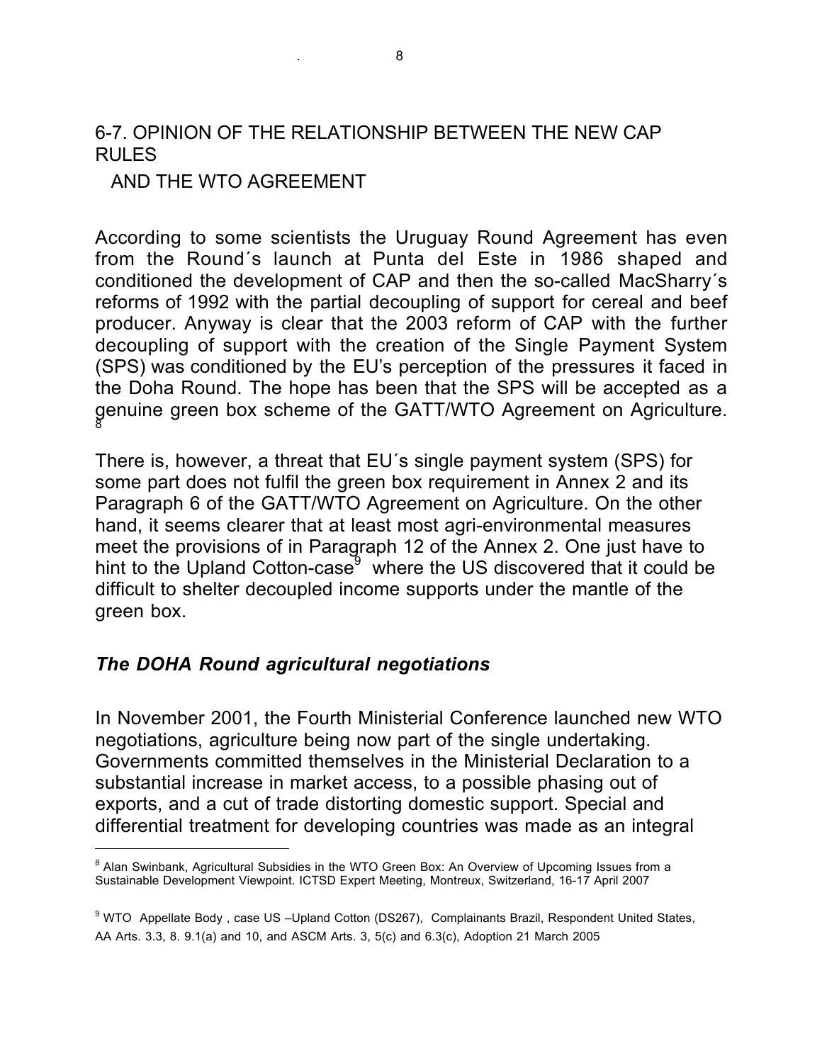## 6-7. OPINION OF THE RELATIONSHIP BETWEEN THE NEW CAP RULES AND THE WTO AGREEMENT

According to some scientists the Uruguay Round Agreement has even from the Round´s launch at Punta del Este in 1986 shaped and conditioned the development of CAP and then the so-called MacSharry´s reforms of 1992 with the partial decoupling of support for cereal and beef producer. Anyway is clear that the 2003 reform of CAP with the further decoupling of support with the creation of the Single Payment System (SPS) was conditioned by the EU's perception of the pressures it faced in the Doha Round. The hope has been that the SPS will be accepted as a genuine green box scheme of the GATT/WTO Agreement on Agriculture.[8]

There is, however, a threat that EU´s single payment system (SPS) for some part does not fulfil the green box requirement in Annex 2 and its Paragraph 6 of the GATT/WTO Agreement on Agriculture. On the other hand, it seems clearer that at least most agri-environmental measures meet the provisions of in Paragraph 12 of the Annex 2. One just have to hint to the Upland Cotton-case[9] where the US discovered that it could be difficult to shelter decoupled income supports under the mantle of the green box.

### *The DOHA Round agricultural negotiations*

In November 2001, the Fourth Ministerial Conference launched new WTO negotiations, agriculture being now part of the single undertaking. Governments committed themselves in the Ministerial Declaration to a substantial increase in market access, to a possible phasing out of exports, and a cut of trade distorting domestic support. Special and differential treatment for developing countries was made as an integral

---

[8] Alan Swinbank, Agricultural Subsidies in the WTO Green Box: An Overview of Upcoming Issues from a Sustainable Development Viewpoint. ICTSD Expert Meeting, Montreux, Switzerland, 16-17 April 2007

[9] WTO Appellate Body , case US –Upland Cotton (DS267), Complainants Brazil, Respondent United States, AA Arts. 3.3, 8. 9.1(a) and 10, and ASCM Arts. 3, 5(c) and 6.3(c), Adoption 21 March 2005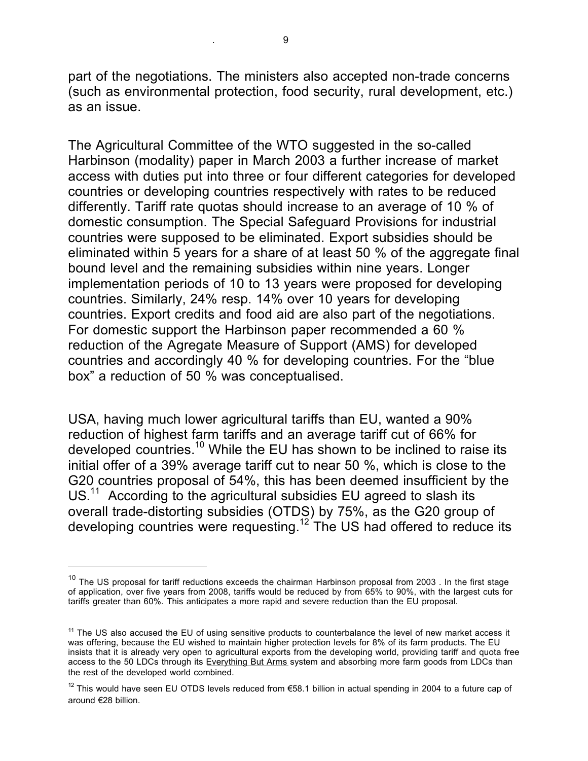part of the negotiations. The ministers also accepted non-trade concerns (such as environmental protection, food security, rural development, etc.) as an issue.

The Agricultural Committee of the WTO suggested in the so-called Harbinson (modality) paper in March 2003 a further increase of market access with duties put into three or four different categories for developed countries or developing countries respectively with rates to be reduced differently. Tariff rate quotas should increase to an average of 10 % of domestic consumption. The Special Safeguard Provisions for industrial countries were supposed to be eliminated. Export subsidies should be eliminated within 5 years for a share of at least 50 % of the aggregate final bound level and the remaining subsidies within nine years. Longer implementation periods of 10 to 13 years were proposed for developing countries. Similarly, 24% resp. 14% over 10 years for developing countries. Export credits and food aid are also part of the negotiations. For domestic support the Harbinson paper recommended a 60 % reduction of the Agregate Measure of Support (AMS) for developed countries and accordingly 40 % for developing countries. For the "blue box" a reduction of 50 % was conceptualised.

USA, having much lower agricultural tariffs than EU, wanted a 90% reduction of highest farm tariffs and an average tariff cut of 66% for developed countries.[10] While the EU has shown to be inclined to raise its initial offer of a 39% average tariff cut to near 50 %, which is close to the G20 countries proposal of 54%, this has been deemed insufficient by the US.[11] According to the agricultural subsidies EU agreed to slash its overall trade-distorting subsidies (OTDS) by 75%, as the G20 group of developing countries were requesting.[12] The US had offered to reduce its

---

[10] The US proposal for tariff reductions exceeds the chairman Harbinson proposal from 2003 . In the first stage of application, over five years from 2008, tariffs would be reduced by from 65% to 90%, with the largest cuts for tariffs greater than 60%. This anticipates a more rapid and severe reduction than the EU proposal.

[11] The US also accused the EU of using sensitive products to counterbalance the level of new market access it was offering, because the EU wished to maintain higher protection levels for 8% of its farm products. The EU insists that it is already very open to agricultural exports from the developing world, providing tariff and quota free access to the 50 LDCs through its Everything But Arms system and absorbing more farm goods from LDCs than the rest of the developed world combined.

[12] This would have seen EU OTDS levels reduced from €58.1 billion in actual spending in 2004 to a future cap of around €28 billion.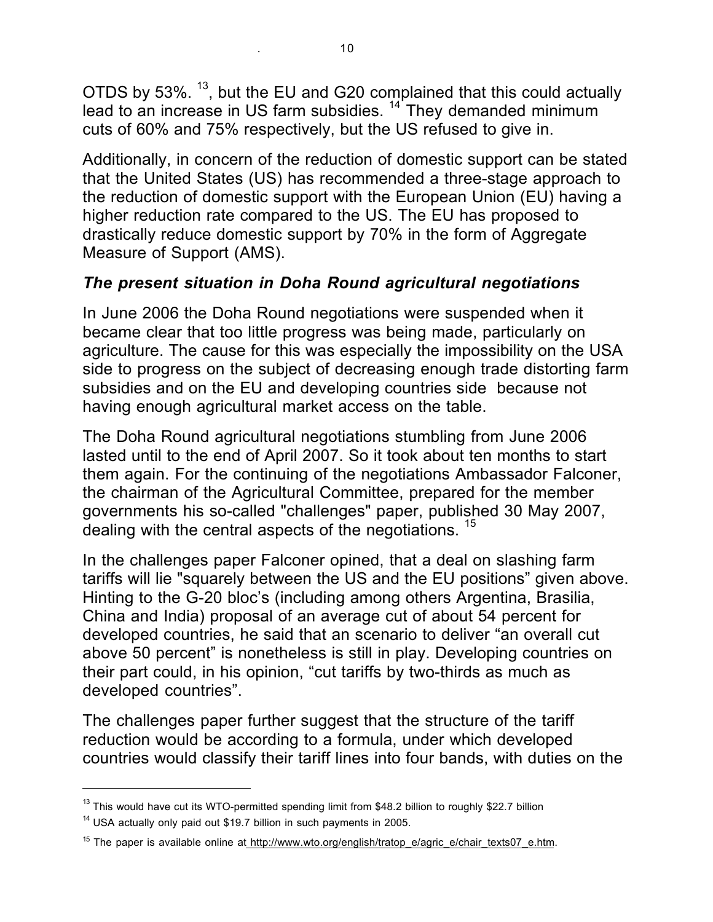OTDS by 53%. [13], but the EU and G20 complained that this could actually lead to an increase in US farm subsidies. [14] They demanded minimum cuts of 60% and 75% respectively, but the US refused to give in.

Additionally, in concern of the reduction of domestic support can be stated that the United States (US) has recommended a three-stage approach to the reduction of domestic support with the European Union (EU) having a higher reduction rate compared to the US. The EU has proposed to drastically reduce domestic support by 70% in the form of Aggregate Measure of Support (AMS).

### ***The present situation in Doha Round agricultural negotiations***

In June 2006 the Doha Round negotiations were suspended when it became clear that too little progress was being made, particularly on agriculture. The cause for this was especially the impossibility on the USA side to progress on the subject of decreasing enough trade distorting farm subsidies and on the EU and developing countries side because not having enough agricultural market access on the table.

The Doha Round agricultural negotiations stumbling from June 2006 lasted until to the end of April 2007. So it took about ten months to start them again. For the continuing of the negotiations Ambassador Falconer, the chairman of the Agricultural Committee, prepared for the member governments his so-called "challenges" paper, published 30 May 2007, dealing with the central aspects of the negotiations. [15]

In the challenges paper Falconer opined, that a deal on slashing farm tariffs will lie "squarely between the US and the EU positions" given above. Hinting to the G-20 bloc's (including among others Argentina, Brasilia, China and India) proposal of an average cut of about 54 percent for developed countries, he said that an scenario to deliver "an overall cut above 50 percent" is nonetheless is still in play. Developing countries on their part could, in his opinion, "cut tariffs by two-thirds as much as developed countries".

The challenges paper further suggest that the structure of the tariff reduction would be according to a formula, under which developed countries would classify their tariff lines into four bands, with duties on the

---

[13] This would have cut its WTO-permitted spending limit from $48.2 billion to roughly $22.7 billion

[14] USA actually only paid out $19.7 billion in such payments in 2005.

[15] The paper is available online at http://www.wto.org/english/tratop_e/agric_e/chair_texts07_e.htm.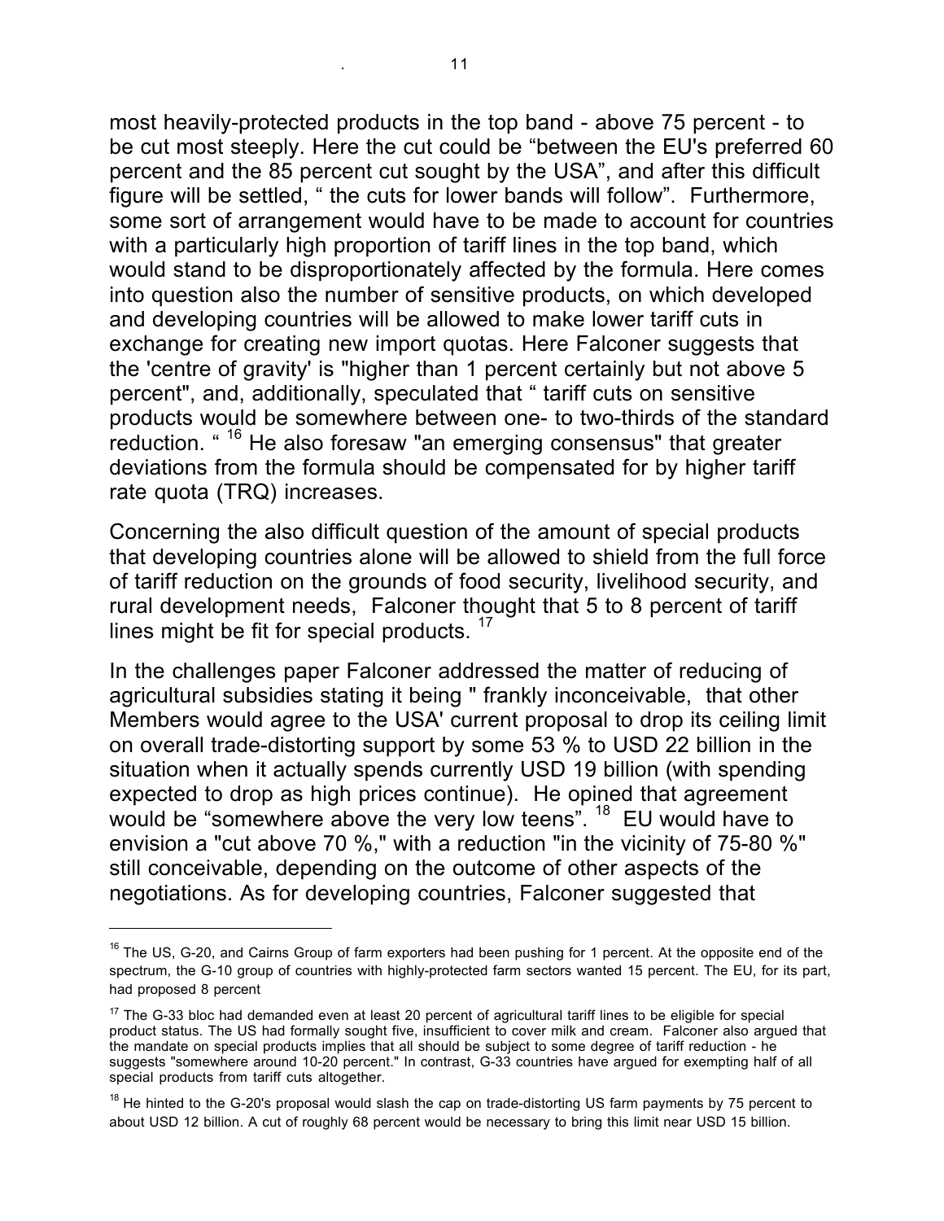most heavily-protected products in the top band - above 75 percent - to be cut most steeply. Here the cut could be “between the EU's preferred 60 percent and the 85 percent cut sought by the USA”, and after this difficult figure will be settled, “ the cuts for lower bands will follow”. Furthermore, some sort of arrangement would have to be made to account for countries with a particularly high proportion of tariff lines in the top band, which would stand to be disproportionately affected by the formula. Here comes into question also the number of sensitive products, on which developed and developing countries will be allowed to make lower tariff cuts in exchange for creating new import quotas. Here Falconer suggests that the 'centre of gravity' is "higher than 1 percent certainly but not above 5 percent", and, additionally, speculated that “ tariff cuts on sensitive products would be somewhere between one- to two-thirds of the standard reduction. “ [16] He also foresaw "an emerging consensus" that greater deviations from the formula should be compensated for by higher tariff rate quota (TRQ) increases.

Concerning the also difficult question of the amount of special products that developing countries alone will be allowed to shield from the full force of tariff reduction on the grounds of food security, livelihood security, and rural development needs, Falconer thought that 5 to 8 percent of tariff lines might be fit for special products. [17]

In the challenges paper Falconer addressed the matter of reducing of agricultural subsidies stating it being " frankly inconceivable, that other Members would agree to the USA' current proposal to drop its ceiling limit on overall trade-distorting support by some 53 % to USD 22 billion in the situation when it actually spends currently USD 19 billion (with spending expected to drop as high prices continue). He opined that agreement would be “somewhere above the very low teens”. [18] EU would have to envision a "cut above 70 %," with a reduction "in the vicinity of 75-80 %" still conceivable, depending on the outcome of other aspects of the negotiations. As for developing countries, Falconer suggested that

---

[16] The US, G-20, and Cairns Group of farm exporters had been pushing for 1 percent. At the opposite end of the spectrum, the G-10 group of countries with highly-protected farm sectors wanted 15 percent. The EU, for its part, had proposed 8 percent

[17] The G-33 bloc had demanded even at least 20 percent of agricultural tariff lines to be eligible for special product status. The US had formally sought five, insufficient to cover milk and cream. Falconer also argued that the mandate on special products implies that all should be subject to some degree of tariff reduction - he suggests "somewhere around 10-20 percent." In contrast, G-33 countries have argued for exempting half of all special products from tariff cuts altogether.

[18] He hinted to the G-20's proposal would slash the cap on trade-distorting US farm payments by 75 percent to about USD 12 billion. A cut of roughly 68 percent would be necessary to bring this limit near USD 15 billion.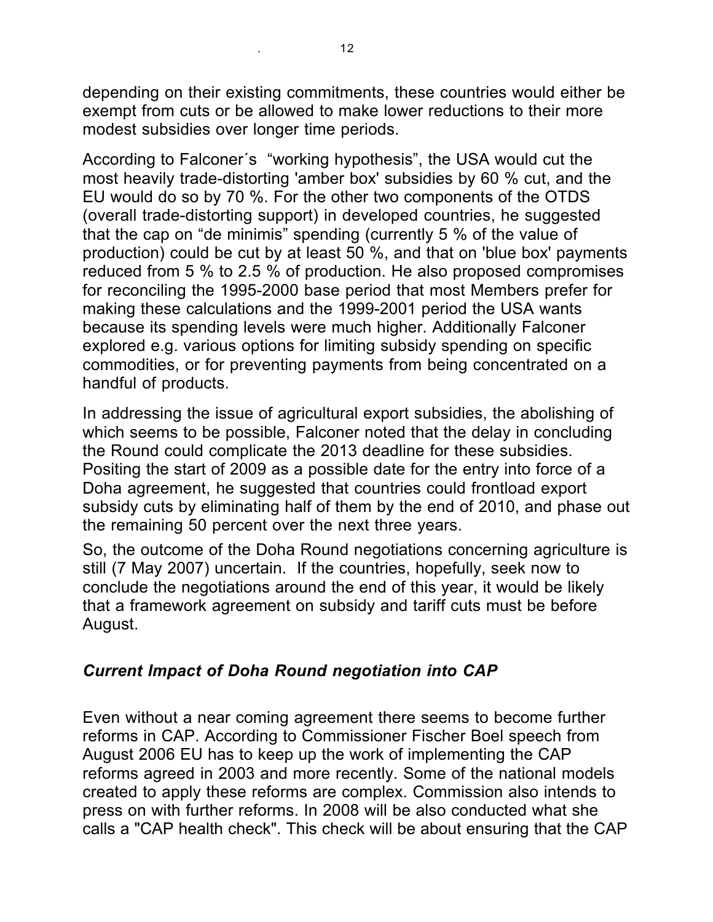depending on their existing commitments, these countries would either be exempt from cuts or be allowed to make lower reductions to their more modest subsidies over longer time periods.

According to Falconer´s "working hypothesis", the USA would cut the most heavily trade-distorting 'amber box' subsidies by 60 % cut, and the EU would do so by 70 %. For the other two components of the OTDS (overall trade-distorting support) in developed countries, he suggested that the cap on "de minimis" spending (currently 5 % of the value of production) could be cut by at least 50 %, and that on 'blue box' payments reduced from 5 % to 2.5 % of production. He also proposed compromises for reconciling the 1995-2000 base period that most Members prefer for making these calculations and the 1999-2001 period the USA wants because its spending levels were much higher. Additionally Falconer explored e.g. various options for limiting subsidy spending on specific commodities, or for preventing payments from being concentrated on a handful of products.

In addressing the issue of agricultural export subsidies, the abolishing of which seems to be possible, Falconer noted that the delay in concluding the Round could complicate the 2013 deadline for these subsidies. Positing the start of 2009 as a possible date for the entry into force of a Doha agreement, he suggested that countries could frontload export subsidy cuts by eliminating half of them by the end of 2010, and phase out the remaining 50 percent over the next three years.

So, the outcome of the Doha Round negotiations concerning agriculture is still (7 May 2007) uncertain. If the countries, hopefully, seek now to conclude the negotiations around the end of this year, it would be likely that a framework agreement on subsidy and tariff cuts must be before August.

### *Current Impact of Doha Round negotiation into CAP*

Even without a near coming agreement there seems to become further reforms in CAP. According to Commissioner Fischer Boel speech from August 2006 EU has to keep up the work of implementing the CAP reforms agreed in 2003 and more recently. Some of the national models created to apply these reforms are complex. Commission also intends to press on with further reforms. In 2008 will be also conducted what she calls a "CAP health check". This check will be about ensuring that the CAP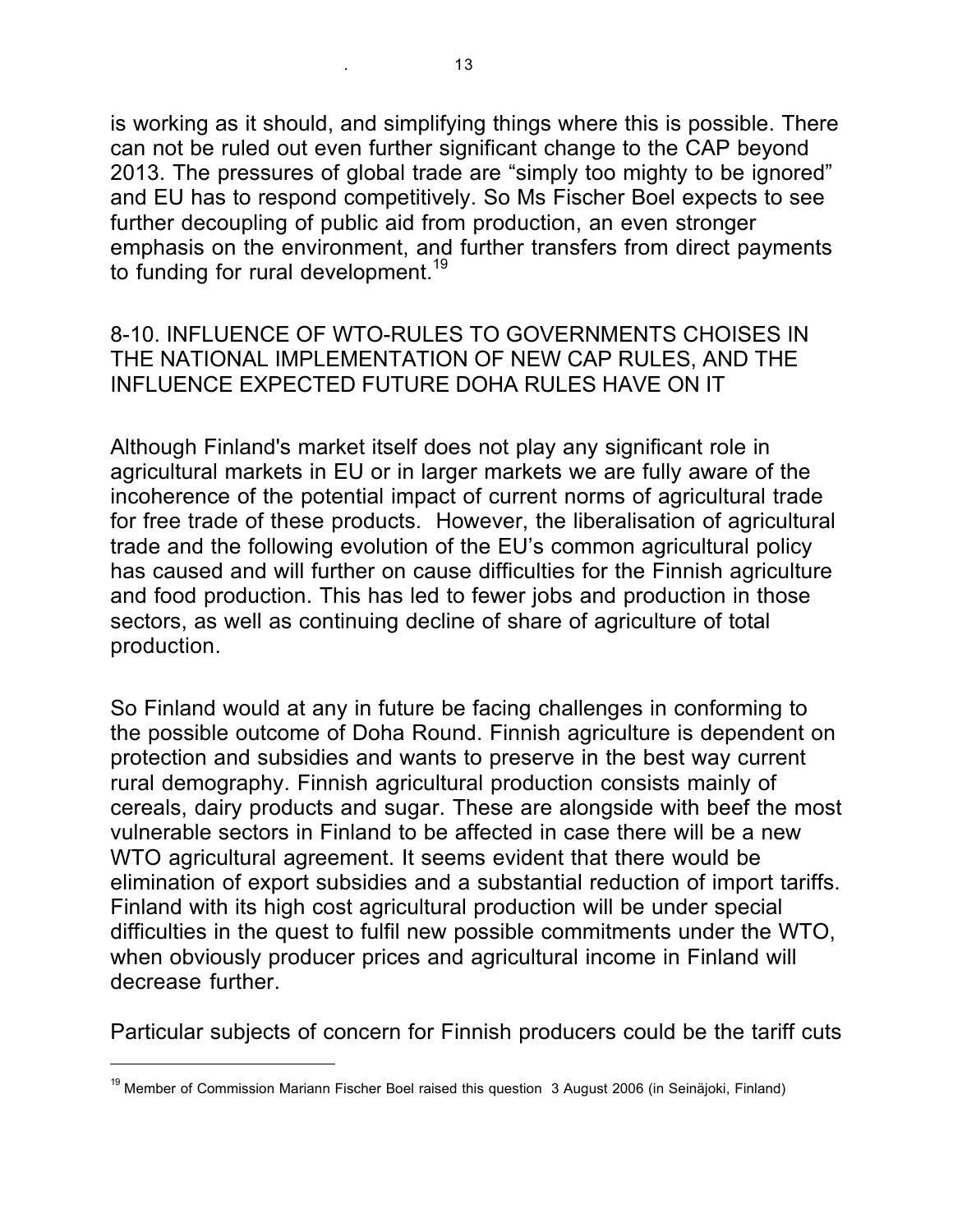is working as it should, and simplifying things where this is possible. There can not be ruled out even further significant change to the CAP beyond 2013. The pressures of global trade are “simply too mighty to be ignored” and EU has to respond competitively. So Ms Fischer Boel expects to see further decoupling of public aid from production, an even stronger emphasis on the environment, and further transfers from direct payments to funding for rural development.[19]

## 8-10. INFLUENCE OF WTO-RULES TO GOVERNMENTS CHOISES IN THE NATIONAL IMPLEMENTATION OF NEW CAP RULES, AND THE INFLUENCE EXPECTED FUTURE DOHA RULES HAVE ON IT

Although Finland's market itself does not play any significant role in agricultural markets in EU or in larger markets we are fully aware of the incoherence of the potential impact of current norms of agricultural trade for free trade of these products. However, the liberalisation of agricultural trade and the following evolution of the EU’s common agricultural policy has caused and will further on cause difficulties for the Finnish agriculture and food production. This has led to fewer jobs and production in those sectors, as well as continuing decline of share of agriculture of total production.

So Finland would at any in future be facing challenges in conforming to the possible outcome of Doha Round. Finnish agriculture is dependent on protection and subsidies and wants to preserve in the best way current rural demography. Finnish agricultural production consists mainly of cereals, dairy products and sugar. These are alongside with beef the most vulnerable sectors in Finland to be affected in case there will be a new WTO agricultural agreement. It seems evident that there would be elimination of export subsidies and a substantial reduction of import tariffs. Finland with its high cost agricultural production will be under special difficulties in the quest to fulfil new possible commitments under the WTO, when obviously producer prices and agricultural income in Finland will decrease further.

Particular subjects of concern for Finnish producers could be the tariff cuts

---

[19] Member of Commission Mariann Fischer Boel raised this question 3 August 2006 (in Seinäjoki, Finland)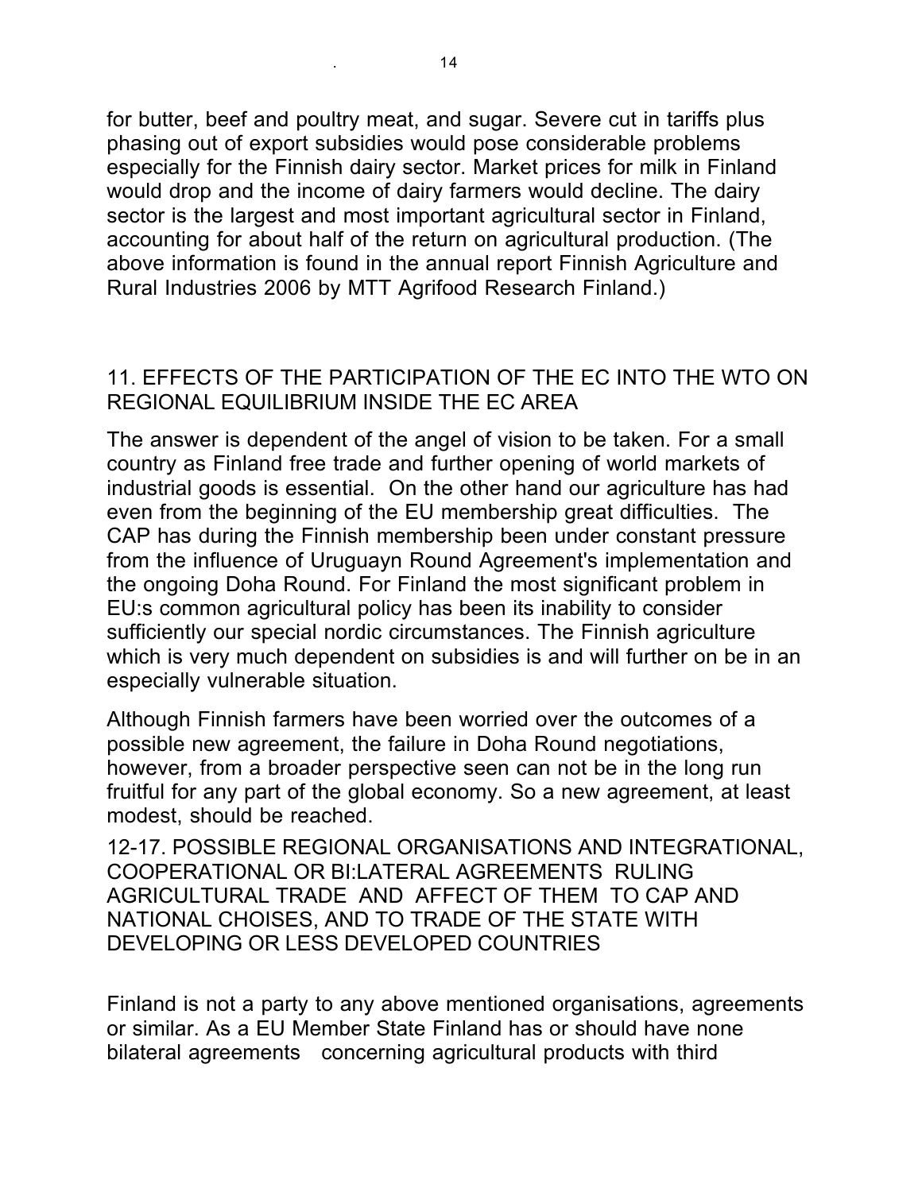for butter, beef and poultry meat, and sugar. Severe cut in tariffs plus phasing out of export subsidies would pose considerable problems especially for the Finnish dairy sector. Market prices for milk in Finland would drop and the income of dairy farmers would decline. The dairy sector is the largest and most important agricultural sector in Finland, accounting for about half of the return on agricultural production. (The above information is found in the annual report Finnish Agriculture and Rural Industries 2006 by MTT Agrifood Research Finland.)

## 11. EFFECTS OF THE PARTICIPATION OF THE EC INTO THE WTO ON REGIONAL EQUILIBRIUM INSIDE THE EC AREA

The answer is dependent of the angel of vision to be taken. For a small country as Finland free trade and further opening of world markets of industrial goods is essential. On the other hand our agriculture has had even from the beginning of the EU membership great difficulties. The CAP has during the Finnish membership been under constant pressure from the influence of Uruguayn Round Agreement's implementation and the ongoing Doha Round. For Finland the most significant problem in EU:s common agricultural policy has been its inability to consider sufficiently our special nordic circumstances. The Finnish agriculture which is very much dependent on subsidies is and will further on be in an especially vulnerable situation.

Although Finnish farmers have been worried over the outcomes of a possible new agreement, the failure in Doha Round negotiations, however, from a broader perspective seen can not be in the long run fruitful for any part of the global economy. So a new agreement, at least modest, should be reached.

## 12-17. POSSIBLE REGIONAL ORGANISATIONS AND INTEGRATIONAL, COOPERATIONAL OR BI:LATERAL AGREEMENTS RULING AGRICULTURAL TRADE AND AFFECT OF THEM TO CAP AND NATIONAL CHOISES, AND TO TRADE OF THE STATE WITH DEVELOPING OR LESS DEVELOPED COUNTRIES

Finland is not a party to any above mentioned organisations, agreements or similar. As a EU Member State Finland has or should have none bilateral agreements concerning agricultural products with third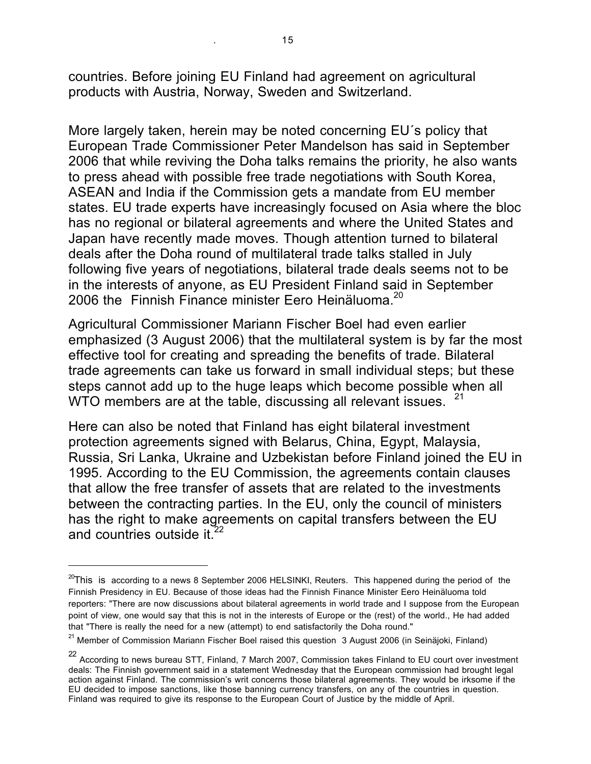countries. Before joining EU Finland had agreement on agricultural products with Austria, Norway, Sweden and Switzerland.

More largely taken, herein may be noted concerning EU´s policy that European Trade Commissioner Peter Mandelson has said in September 2006 that while reviving the Doha talks remains the priority, he also wants to press ahead with possible free trade negotiations with South Korea, ASEAN and India if the Commission gets a mandate from EU member states. EU trade experts have increasingly focused on Asia where the bloc has no regional or bilateral agreements and where the United States and Japan have recently made moves. Though attention turned to bilateral deals after the Doha round of multilateral trade talks stalled in July following five years of negotiations, bilateral trade deals seems not to be in the interests of anyone, as EU President Finland said in September 2006 the Finnish Finance minister Eero Heinäluoma.[20]

Agricultural Commissioner Mariann Fischer Boel had even earlier emphasized (3 August 2006) that the multilateral system is by far the most effective tool for creating and spreading the benefits of trade. Bilateral trade agreements can take us forward in small individual steps; but these steps cannot add up to the huge leaps which become possible when all WTO members are at the table, discussing all relevant issues. [21]

Here can also be noted that Finland has eight bilateral investment protection agreements signed with Belarus, China, Egypt, Malaysia, Russia, Sri Lanka, Ukraine and Uzbekistan before Finland joined the EU in 1995. According to the EU Commission, the agreements contain clauses that allow the free transfer of assets that are related to the investments between the contracting parties. In the EU, only the council of ministers has the right to make agreements on capital transfers between the EU and countries outside it.[22]

---

[20] This is according to a news 8 September 2006 HELSINKI, Reuters. This happened during the period of the Finnish Presidency in EU. Because of those ideas had the Finnish Finance Minister Eero Heinäluoma told reporters: "There are now discussions about bilateral agreements in world trade and I suppose from the European point of view, one would say that this is not in the interests of Europe or the (rest) of the world., He had added that "There is really the need for a new (attempt) to end satisfactorily the Doha round."

[21] Member of Commission Mariann Fischer Boel raised this question 3 August 2006 (in Seinäjoki, Finland)

[22] According to news bureau STT, Finland, 7 March 2007, Commission takes Finland to EU court over investment deals: The Finnish government said in a statement Wednesday that the European commission had brought legal action against Finland. The commission's writ concerns those bilateral agreements. They would be irksome if the EU decided to impose sanctions, like those banning currency transfers, on any of the countries in question. Finland was required to give its response to the European Court of Justice by the middle of April.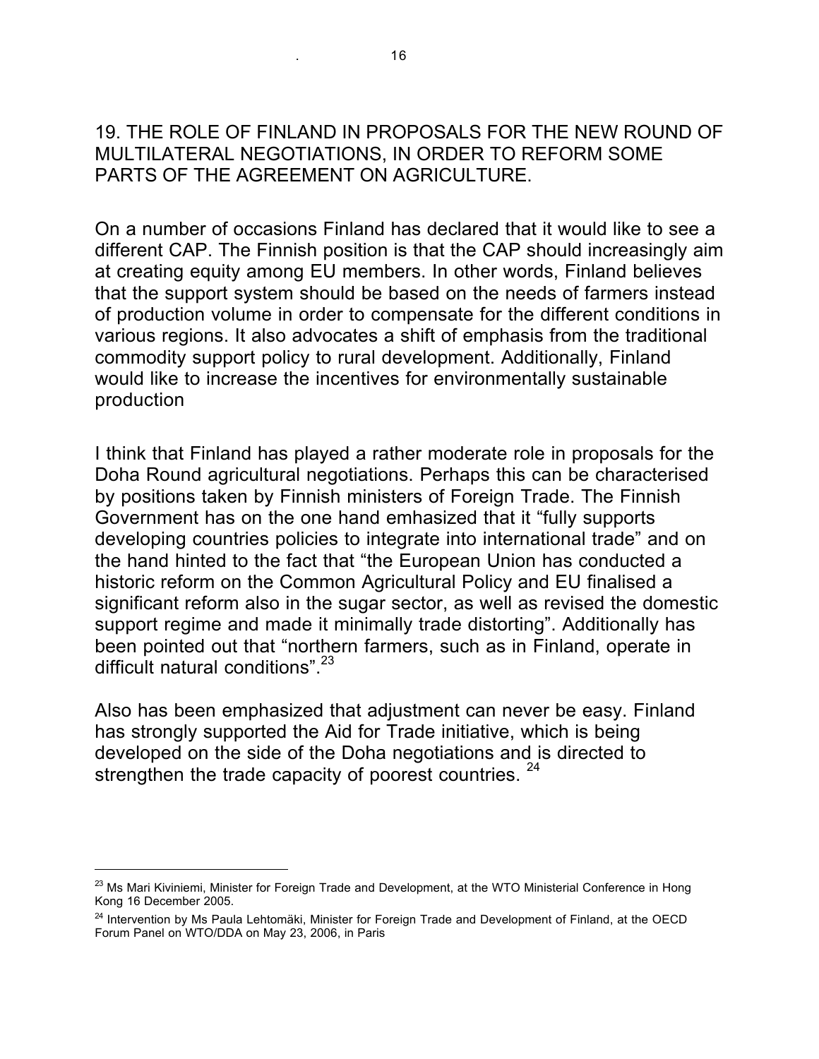## 19. THE ROLE OF FINLAND IN PROPOSALS FOR THE NEW ROUND OF MULTILATERAL NEGOTIATIONS, IN ORDER TO REFORM SOME PARTS OF THE AGREEMENT ON AGRICULTURE.

On a number of occasions Finland has declared that it would like to see a different CAP. The Finnish position is that the CAP should increasingly aim at creating equity among EU members. In other words, Finland believes that the support system should be based on the needs of farmers instead of production volume in order to compensate for the different conditions in various regions. It also advocates a shift of emphasis from the traditional commodity support policy to rural development. Additionally, Finland would like to increase the incentives for environmentally sustainable production

I think that Finland has played a rather moderate role in proposals for the Doha Round agricultural negotiations. Perhaps this can be characterised by positions taken by Finnish ministers of Foreign Trade. The Finnish Government has on the one hand emhasized that it "fully supports developing countries policies to integrate into international trade" and on the hand hinted to the fact that "the European Union has conducted a historic reform on the Common Agricultural Policy and EU finalised a significant reform also in the sugar sector, as well as revised the domestic support regime and made it minimally trade distorting". Additionally has been pointed out that "northern farmers, such as in Finland, operate in difficult natural conditions".[23]

Also has been emphasized that adjustment can never be easy. Finland has strongly supported the Aid for Trade initiative, which is being developed on the side of the Doha negotiations and is directed to strengthen the trade capacity of poorest countries. [24]

---

[23] Ms Mari Kiviniemi, Minister for Foreign Trade and Development, at the WTO Ministerial Conference in Hong Kong 16 December 2005.

[24] Intervention by Ms Paula Lehtomäki, Minister for Foreign Trade and Development of Finland, at the OECD Forum Panel on WTO/DDA on May 23, 2006, in Paris